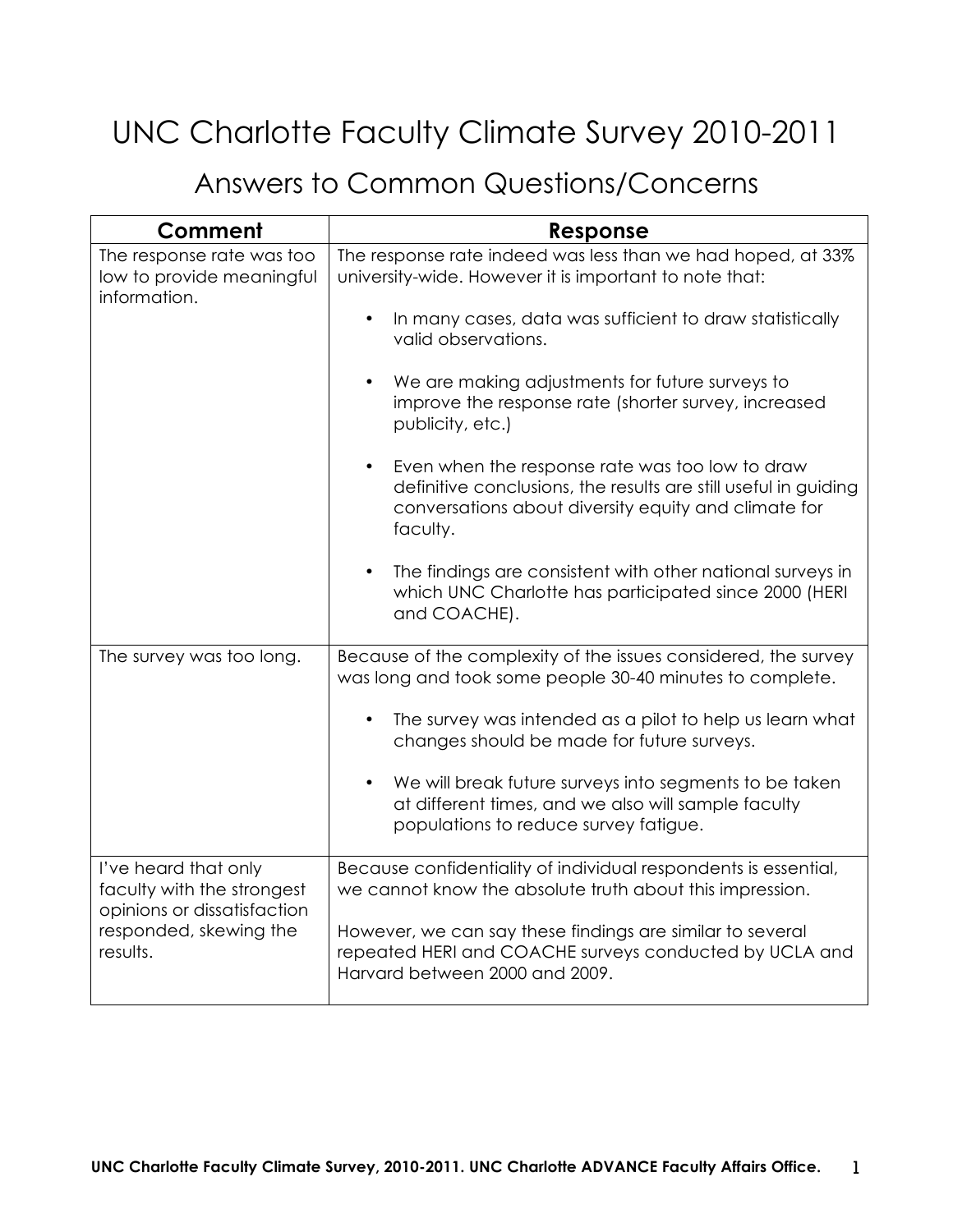# UNC Charlotte Faculty Climate Survey 2010-2011

## Answers to Common Questions/Concerns

| Comment | Response |
|---|---|
| The response rate was too low to provide meaningful information. | The response rate indeed was less than we had hoped, at 33% university-wide. However it is important to note that:<br><br>• In many cases, data was sufficient to draw statistically valid observations.<br><br>• We are making adjustments for future surveys to improve the response rate (shorter survey, increased publicity, etc.)<br><br>• Even when the response rate was too low to draw definitive conclusions, the results are still useful in guiding conversations about diversity equity and climate for faculty.<br><br>• The findings are consistent with other national surveys in which UNC Charlotte has participated since 2000 (HERI and COACHE). |
| The survey was too long. | Because of the complexity of the issues considered, the survey was long and took some people 30-40 minutes to complete.<br><br>• The survey was intended as a pilot to help us learn what changes should be made for future surveys.<br><br>• We will break future surveys into segments to be taken at different times, and we also will sample faculty populations to reduce survey fatigue. |
| I've heard that only faculty with the strongest opinions or dissatisfaction responded, skewing the results. | Because confidentiality of individual respondents is essential, we cannot know the absolute truth about this impression.<br><br>However, we can say these findings are similar to several repeated HERI and COACHE surveys conducted by UCLA and Harvard between 2000 and 2009. |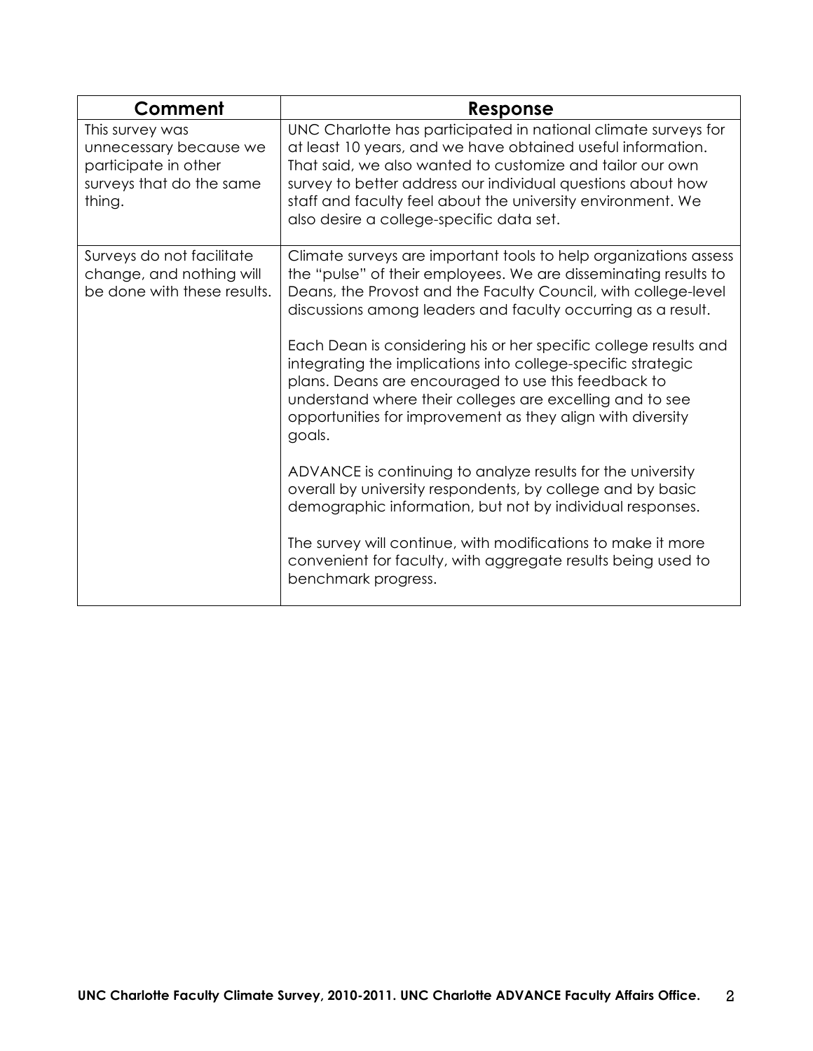| Comment | Response |
| --- | --- |
| This survey was unnecessary because we participate in other surveys that do the same thing. | UNC Charlotte has participated in national climate surveys for at least 10 years, and we have obtained useful information. That said, we also wanted to customize and tailor our own survey to better address our individual questions about how staff and faculty feel about the university environment. We also desire a college-specific data set. |
| Surveys do not facilitate change, and nothing will be done with these results. | Climate surveys are important tools to help organizations assess the "pulse" of their employees. We are disseminating results to Deans, the Provost and the Faculty Council, with college-level discussions among leaders and faculty occurring as a result.<br><br>Each Dean is considering his or her specific college results and integrating the implications into college-specific strategic plans. Deans are encouraged to use this feedback to understand where their colleges are excelling and to see opportunities for improvement as they align with diversity goals.<br><br>ADVANCE is continuing to analyze results for the university overall by university respondents, by college and by basic demographic information, but not by individual responses.<br><br>The survey will continue, with modifications to make it more convenient for faculty, with aggregate results being used to benchmark progress. |